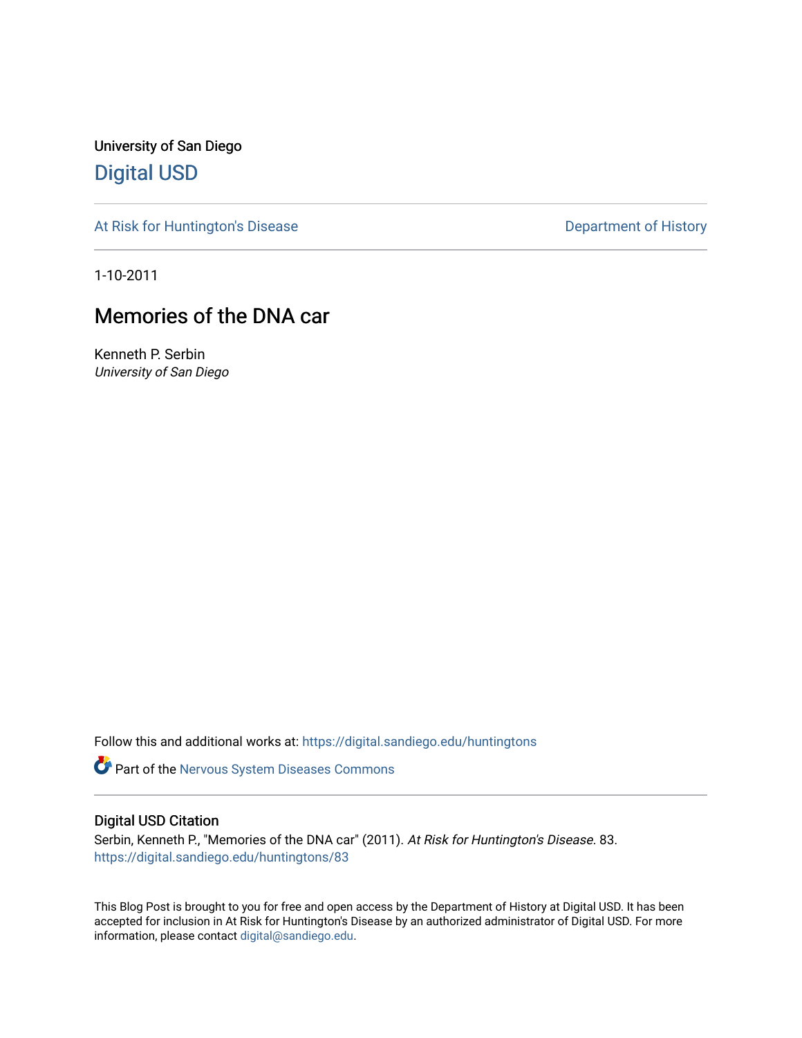University of San Diego

# Digital USD

At Risk for Huntington's Disease

Department of History

1-10-2011

## Memories of the DNA car

Kenneth P. Serbin
*University of San Diego*

Follow this and additional works at: https://digital.sandiego.edu/huntingtons

Part of the Nervous System Diseases Commons

### Digital USD Citation

Serbin, Kenneth P., "Memories of the DNA car" (2011). *At Risk for Huntington's Disease*. 83.
https://digital.sandiego.edu/huntingtons/83

This Blog Post is brought to you for free and open access by the Department of History at Digital USD. It has been accepted for inclusion in At Risk for Huntington's Disease by an authorized administrator of Digital USD. For more information, please contact digital@sandiego.edu.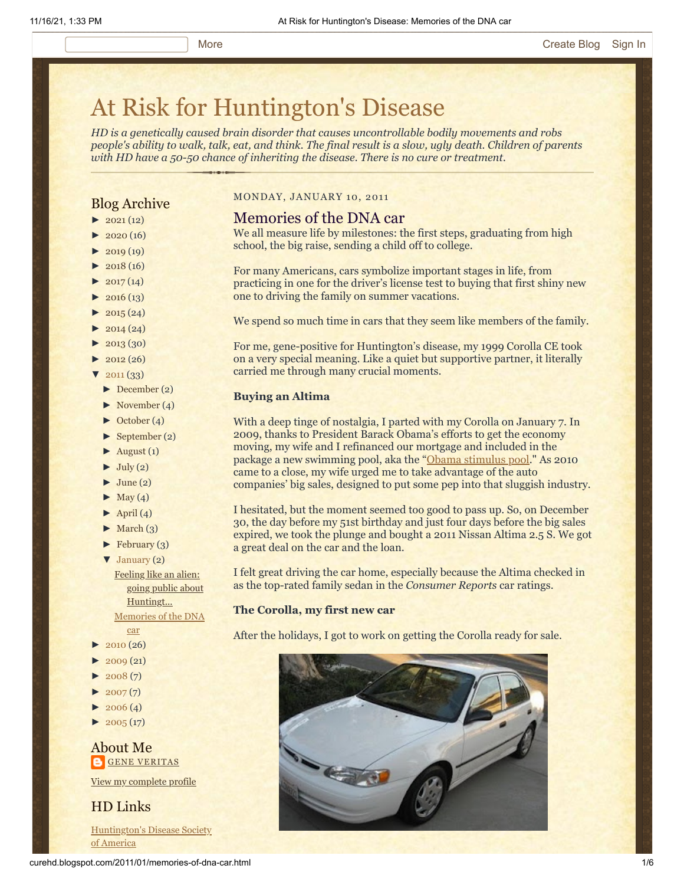# At Risk for Huntington's Disease

*HD is a genetically caused brain disorder that causes uncontrollable bodily movements and robs people's ability to walk, talk, eat, and think. The final result is a slow, ugly death. Children of parents with HD have a 50-50 chance of inheriting the disease. There is no cure or treatment.*

## Blog Archive

- ► 2021 (12)
- ► 2020 (16)
- ► 2019 (19)
- ► 2018 (16)
- ► 2017 (14)
- ► 2016 (13)
- ► 2015 (24)
- ► 2014 (24)
- ► 2013 (30)
- ► 2012 (26)
- ▼ 2011 (33)
  - ► December (2)
  - ► November (4)
  - ► October (4)
  - ► September (2)
  - ► August (1)
  - ► July (2)
  - ► June (2)
  - ► May (4)
  - ► April (4)
  - ► March (3)
  - ► February (3)
  - ▼ January (2)
    - Feeling like an alien: going public about Huntingt...
    - Memories of the DNA car
- ► 2010 (26)
- ► 2009 (21)
- ► 2008 (7)
- ► 2007 (7)
- ► 2006 (4)
- ► 2005 (17)

## About Me

GENE VERITAS

View my complete profile

## HD Links

Huntington's Disease Society of America

MONDAY, JANUARY 10, 2011

## Memories of the DNA car

We all measure life by milestones: the first steps, graduating from high school, the big raise, sending a child off to college.

For many Americans, cars symbolize important stages in life, from practicing in one for the driver's license test to buying that first shiny new one to driving the family on summer vacations.

We spend so much time in cars that they seem like members of the family.

For me, gene-positive for Huntington's disease, my 1999 Corolla CE took on a very special meaning. Like a quiet but supportive partner, it literally carried me through many crucial moments.

**Buying an Altima**

With a deep tinge of nostalgia, I parted with my Corolla on January 7. In 2009, thanks to President Barack Obama's efforts to get the economy moving, my wife and I refinanced our mortgage and included in the package a new swimming pool, aka the "Obama stimulus pool." As 2010 came to a close, my wife urged me to take advantage of the auto companies' big sales, designed to put some pep into that sluggish industry.

I hesitated, but the moment seemed too good to pass up. So, on December 30, the day before my 51st birthday and just four days before the big sales expired, we took the plunge and bought a 2011 Nissan Altima 2.5 S. We got a great deal on the car and the loan.

I felt great driving the car home, especially because the Altima checked in as the top-rated family sedan in the *Consumer Reports* car ratings.

**The Corolla, my first new car**

After the holidays, I got to work on getting the Corolla ready for sale.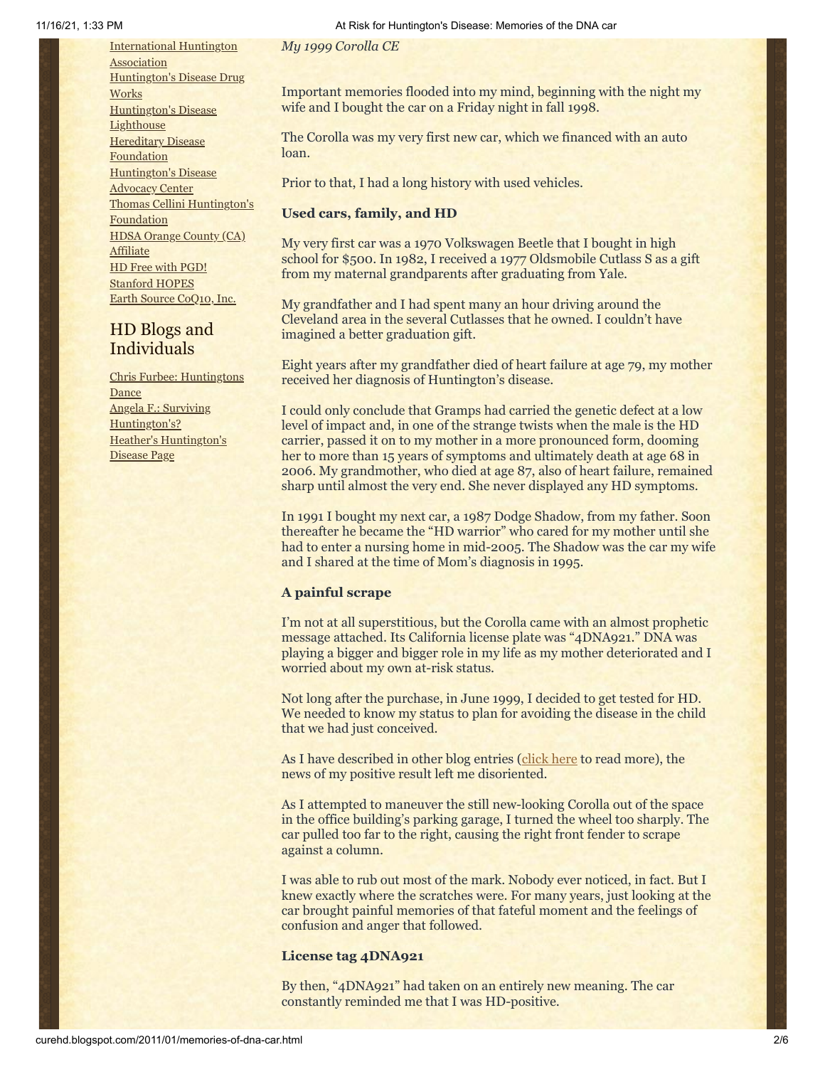[International Huntington Association](#)
[Huntington's Disease Drug Works](#)
[Huntington's Disease Lighthouse](#)
[Hereditary Disease Foundation](#)
[Huntington's Disease Advocacy Center](#)
[Thomas Cellini Huntington's Foundation](#)
[HDSA Orange County (CA) Affiliate](#)
[HD Free with PGD!](#)
[Stanford HOPES](#)
[Earth Source CoQ10, Inc.](#)

## HD Blogs and Individuals

[Chris Furbee: Huntingtons Dance](#)
[Angela F.: Surviving Huntington's?](#)
[Heather's Huntington's Disease Page](#)

*My 1999 Corolla CE*

Important memories flooded into my mind, beginning with the night my wife and I bought the car on a Friday night in fall 1998.

The Corolla was my very first new car, which we financed with an auto loan.

Prior to that, I had a long history with used vehicles.

**Used cars, family, and HD**

My very first car was a 1970 Volkswagen Beetle that I bought in high school for $500. In 1982, I received a 1977 Oldsmobile Cutlass S as a gift from my maternal grandparents after graduating from Yale.

My grandfather and I had spent many an hour driving around the Cleveland area in the several Cutlasses that he owned. I couldn't have imagined a better graduation gift.

Eight years after my grandfather died of heart failure at age 79, my mother received her diagnosis of Huntington's disease.

I could only conclude that Gramps had carried the genetic defect at a low level of impact and, in one of the strange twists when the male is the HD carrier, passed it on to my mother in a more pronounced form, dooming her to more than 15 years of symptoms and ultimately death at age 68 in 2006. My grandmother, who died at age 87, also of heart failure, remained sharp until almost the very end. She never displayed any HD symptoms.

In 1991 I bought my next car, a 1987 Dodge Shadow, from my father. Soon thereafter he became the "HD warrior" who cared for my mother until she had to enter a nursing home in mid-2005. The Shadow was the car my wife and I shared at the time of Mom's diagnosis in 1995.

**A painful scrape**

I'm not at all superstitious, but the Corolla came with an almost prophetic message attached. Its California license plate was "4DNA921." DNA was playing a bigger and bigger role in my life as my mother deteriorated and I worried about my own at-risk status.

Not long after the purchase, in June 1999, I decided to get tested for HD. We needed to know my status to plan for avoiding the disease in the child that we had just conceived.

As I have described in other blog entries ([click here](#) to read more), the news of my positive result left me disoriented.

As I attempted to maneuver the still new-looking Corolla out of the space in the office building's parking garage, I turned the wheel too sharply. The car pulled too far to the right, causing the right front fender to scrape against a column.

I was able to rub out most of the mark. Nobody ever noticed, in fact. But I knew exactly where the scratches were. For many years, just looking at the car brought painful memories of that fateful moment and the feelings of confusion and anger that followed.

**License tag 4DNA921**

By then, "4DNA921" had taken on an entirely new meaning. The car constantly reminded me that I was HD-positive.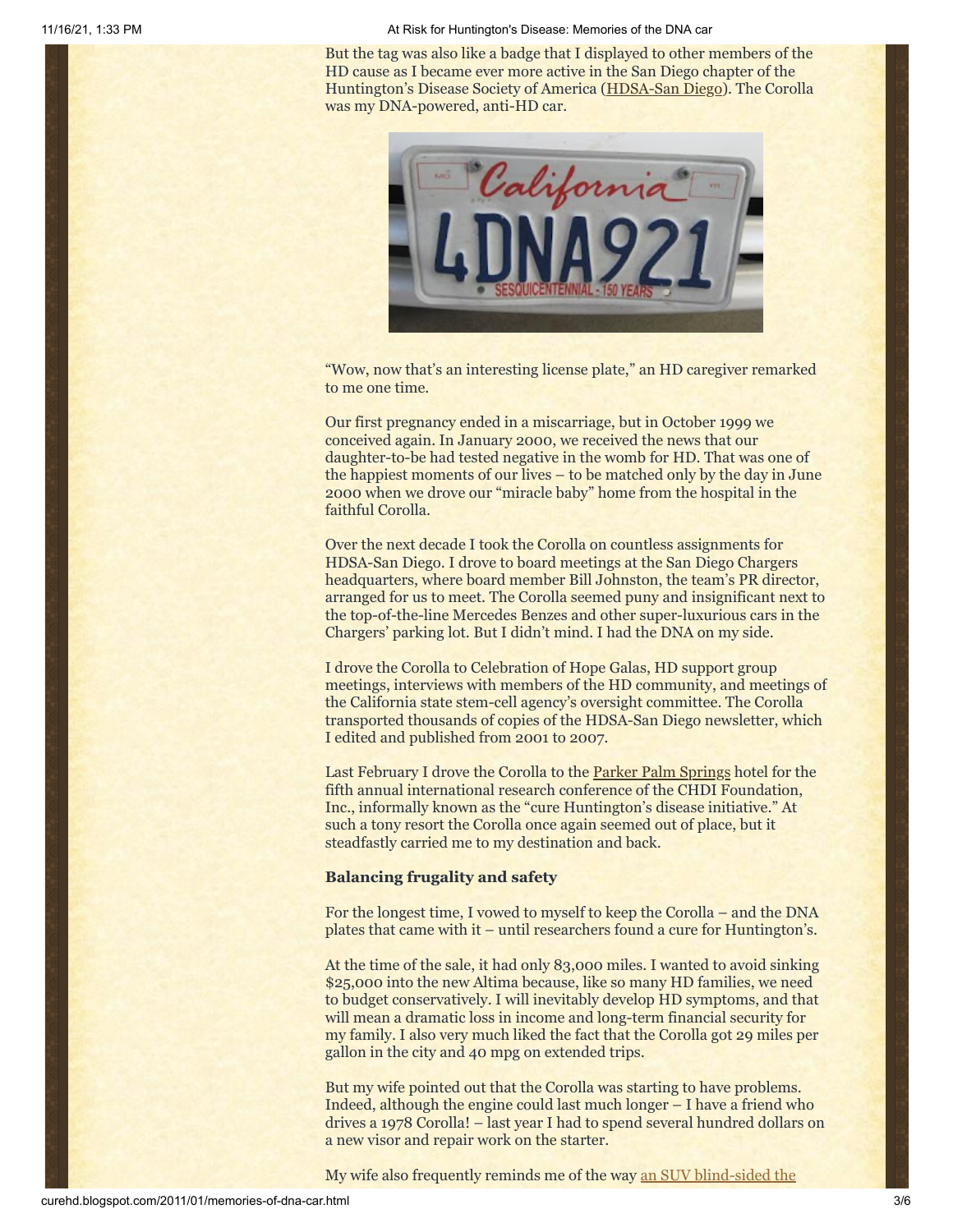But the tag was also like a badge that I displayed to other members of the HD cause as I became ever more active in the San Diego chapter of the Huntington's Disease Society of America (HDSA-San Diego). The Corolla was my DNA-powered, anti-HD car.

"Wow, now that's an interesting license plate," an HD caregiver remarked to me one time.

Our first pregnancy ended in a miscarriage, but in October 1999 we conceived again. In January 2000, we received the news that our daughter-to-be had tested negative in the womb for HD. That was one of the happiest moments of our lives – to be matched only by the day in June 2000 when we drove our "miracle baby" home from the hospital in the faithful Corolla.

Over the next decade I took the Corolla on countless assignments for HDSA-San Diego. I drove to board meetings at the San Diego Chargers headquarters, where board member Bill Johnston, the team's PR director, arranged for us to meet. The Corolla seemed puny and insignificant next to the top-of-the-line Mercedes Benzes and other super-luxurious cars in the Chargers' parking lot. But I didn't mind. I had the DNA on my side.

I drove the Corolla to Celebration of Hope Galas, HD support group meetings, interviews with members of the HD community, and meetings of the California state stem-cell agency's oversight committee. The Corolla transported thousands of copies of the HDSA-San Diego newsletter, which I edited and published from 2001 to 2007.

Last February I drove the Corolla to the Parker Palm Springs hotel for the fifth annual international research conference of the CHDI Foundation, Inc., informally known as the "cure Huntington's disease initiative." At such a tony resort the Corolla once again seemed out of place, but it steadfastly carried me to my destination and back.

**Balancing frugality and safety**

For the longest time, I vowed to myself to keep the Corolla – and the DNA plates that came with it – until researchers found a cure for Huntington's.

At the time of the sale, it had only 83,000 miles. I wanted to avoid sinking $25,000 into the new Altima because, like so many HD families, we need to budget conservatively. I will inevitably develop HD symptoms, and that will mean a dramatic loss in income and long-term financial security for my family. I also very much liked the fact that the Corolla got 29 miles per gallon in the city and 40 mpg on extended trips.

But my wife pointed out that the Corolla was starting to have problems. Indeed, although the engine could last much longer – I have a friend who drives a 1978 Corolla! – last year I had to spend several hundred dollars on a new visor and repair work on the starter.

My wife also frequently reminds me of the way an SUV blind-sided the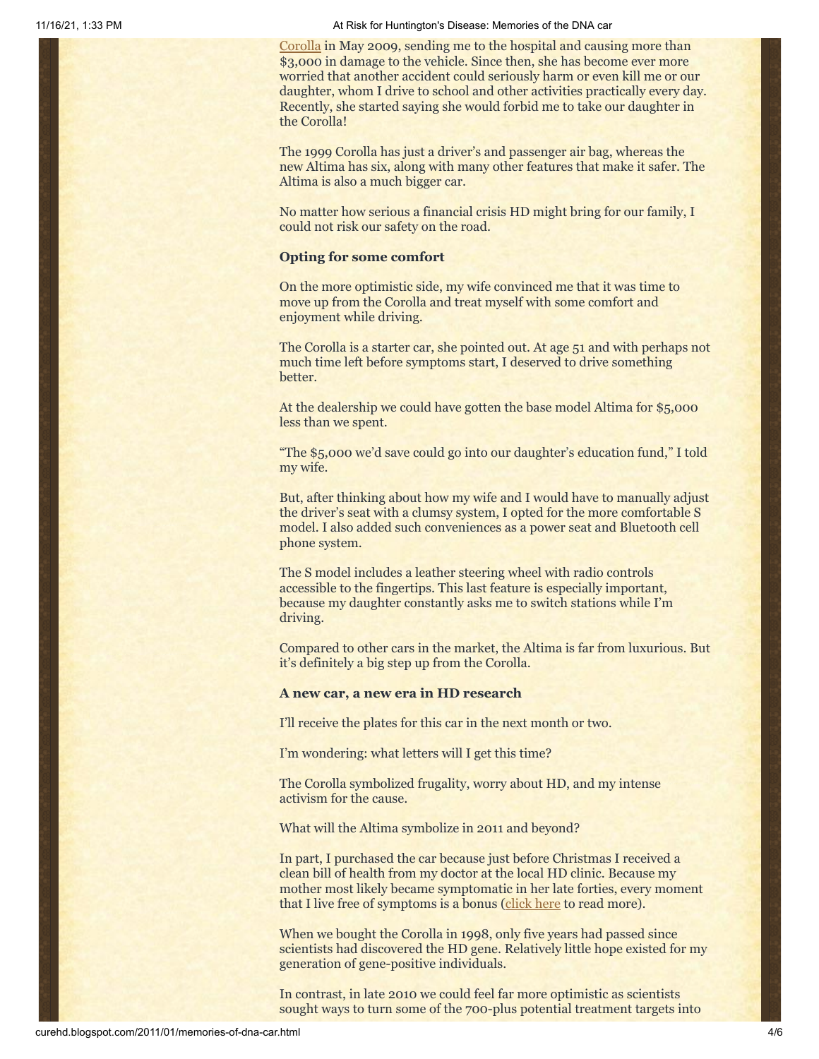Corolla in May 2009, sending me to the hospital and causing more than $3,000 in damage to the vehicle. Since then, she has become ever more worried that another accident could seriously harm or even kill me or our daughter, whom I drive to school and other activities practically every day. Recently, she started saying she would forbid me to take our daughter in the Corolla!

The 1999 Corolla has just a driver's and passenger air bag, whereas the new Altima has six, along with many other features that make it safer. The Altima is also a much bigger car.

No matter how serious a financial crisis HD might bring for our family, I could not risk our safety on the road.

**Opting for some comfort**

On the more optimistic side, my wife convinced me that it was time to move up from the Corolla and treat myself with some comfort and enjoyment while driving.

The Corolla is a starter car, she pointed out. At age 51 and with perhaps not much time left before symptoms start, I deserved to drive something better.

At the dealership we could have gotten the base model Altima for $5,000 less than we spent.

"The $5,000 we'd save could go into our daughter's education fund," I told my wife.

But, after thinking about how my wife and I would have to manually adjust the driver's seat with a clumsy system, I opted for the more comfortable S model. I also added such conveniences as a power seat and Bluetooth cell phone system.

The S model includes a leather steering wheel with radio controls accessible to the fingertips. This last feature is especially important, because my daughter constantly asks me to switch stations while I'm driving.

Compared to other cars in the market, the Altima is far from luxurious. But it's definitely a big step up from the Corolla.

**A new car, a new era in HD research**

I'll receive the plates for this car in the next month or two.

I'm wondering: what letters will I get this time?

The Corolla symbolized frugality, worry about HD, and my intense activism for the cause.

What will the Altima symbolize in 2011 and beyond?

In part, I purchased the car because just before Christmas I received a clean bill of health from my doctor at the local HD clinic. Because my mother most likely became symptomatic in her late forties, every moment that I live free of symptoms is a bonus (click here to read more).

When we bought the Corolla in 1998, only five years had passed since scientists had discovered the HD gene. Relatively little hope existed for my generation of gene-positive individuals.

In contrast, in late 2010 we could feel far more optimistic as scientists sought ways to turn some of the 700-plus potential treatment targets into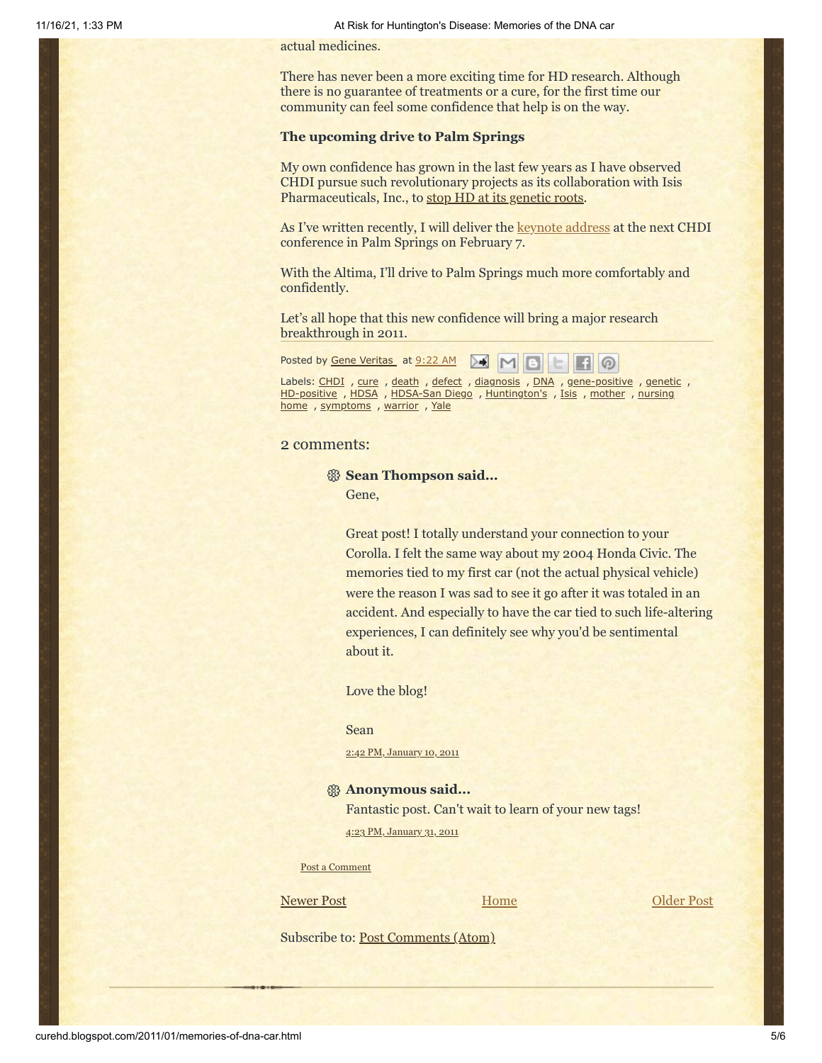actual medicines.

There has never been a more exciting time for HD research. Although there is no guarantee of treatments or a cure, for the first time our community can feel some confidence that help is on the way.

### The upcoming drive to Palm Springs

My own confidence has grown in the last few years as I have observed CHDI pursue such revolutionary projects as its collaboration with Isis Pharmaceuticals, Inc., to stop HD at its genetic roots.

As I've written recently, I will deliver the keynote address at the next CHDI conference in Palm Springs on February 7.

With the Altima, I'll drive to Palm Springs much more comfortably and confidently.

Let's all hope that this new confidence will bring a major research breakthrough in 2011.

Posted by Gene Veritas at 9:22 AM

Labels: CHDI , cure , death , defect , diagnosis , DNA , gene-positive , genetic , HD-positive , HDSA , HDSA-San Diego , Huntington's , Isis , mother , nursing home , symptoms , warrior , Yale

## 2 comments:

**Sean Thompson said...**

Gene,

Great post! I totally understand your connection to your Corolla. I felt the same way about my 2004 Honda Civic. The memories tied to my first car (not the actual physical vehicle) were the reason I was sad to see it go after it was totaled in an accident. And especially to have the car tied to such life-altering experiences, I can definitely see why you'd be sentimental about it.

Love the blog!

Sean

2:42 PM, January 10, 2011

**Anonymous said...**

Fantastic post. Can't wait to learn of your new tags!

4:23 PM, January 31, 2011

Post a Comment

Newer Post | Home | Older Post

Subscribe to: Post Comments (Atom)